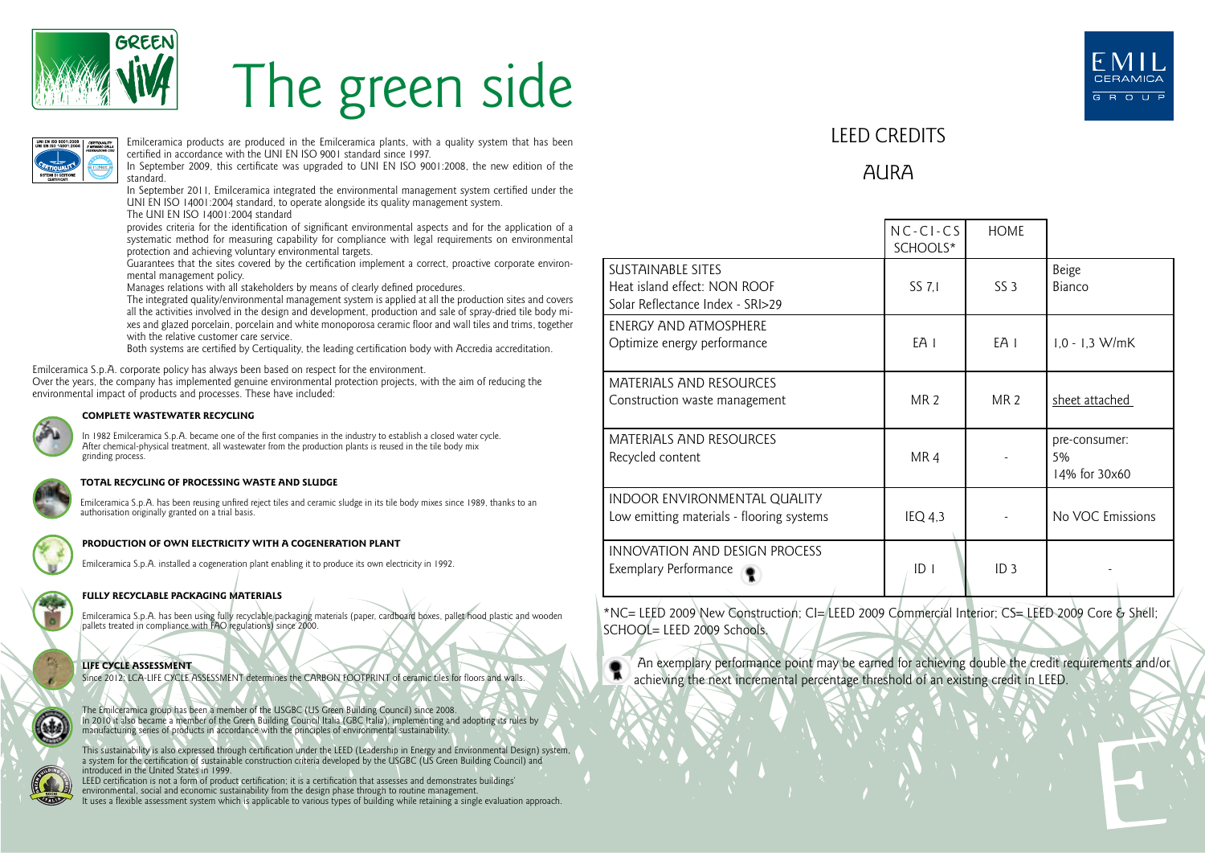# The green side

Emilceramica products are produced in the Emilceramica plants, with a quality system that has been certified in accordance with the UNI EN ISO 9001 standard since 1997.

In September 2009, this certificate was upgraded to UNI EN ISO 9001:2008, the new edition of the standard.

In September 2011, Emilceramica integrated the environmental management system certified under the UNI EN ISO 14001:2004 standard, to operate alongside its quality management system.

The UNI EN ISO 14001:2004 standard

provides criteria for the identification of significant environmental aspects and for the application of a systematic method for measuring capability for compliance with legal requirements on environmental protection and achieving voluntary environmental targets.

Guarantees that the sites covered by the certification implement a correct, proactive corporate environmental management policy.

Manages relations with all stakeholders by means of clearly defined procedures.

The integrated quality/environmental management system is applied at all the production sites and covers all the activities involved in the design and development, production and sale of spray-dried tile body mixes and glazed porcelain, porcelain and white monoporosa ceramic floor and wall tiles and trims, together with the relative customer care service.

Both systems are certified by Certiquality, the leading certification body with Accredia accreditation.

Emilceramica S.p.A. corporate policy has always been based on respect for the environment.

Over the years, the company has implemented genuine environmental protection projects, with the aim of reducing the environmental impact of products and processes. These have included:

**COMPLETE WASTEWATER RECYCLING**

In 1982 Emilceramica S.p.A. became one of the first companies in the industry to establish a closed water cycle. After chemical-physical treatment, all wastewater from the production plants is reused in the tile body mix grinding process.

**TOTAL RECYCLING OF PROCESSING WASTE AND SLUDGE**

Emilceramica S.p.A. has been reusing unfired reject tiles and ceramic sludge in its tile body mixes since 1989, thanks to an authorisation originally granted on a trial basis.

**PRODUCTION OF OWN ELECTRICITY WITH A COGENERATION PLANT**

Emilceramica S.p.A. installed a cogeneration plant enabling it to produce its own electricity in 1992.

**FULLY RECYCLABLE PACKAGING MATERIALS**

Emilceramica S.p.A. has been using fully recyclable packaging materials (paper, cardboard boxes, pallet hood plastic and wooden pallets treated in compliance with FAO regulations) since 2000.

**LIFE CYCLE ASSESSMENT**

Since 2012, LCA-LIFE CYCLE ASSESSMENT determines the CARBON FOOTPRINT of ceramic tiles for floors and walls.

The Emilceramica group has been a member of the USGBC (US Green Building Council) since 2008.
In 2010 it also became a member of the Green Building Council Italia (GBC Italia), implementing and adopting its rules by manufacturing series of products in accordance with the principles of environmental sustainability.

This sustainability is also expressed through certification under the LEED (Leadership in Energy and Environmental Design) system, a system for the certification of sustainable construction criteria developed by the USGBC (US Green Building Council) and introduced in the United States in 1999.
LEED certification is not a form of product certification; it is a certification that assesses and demonstrates buildings' environmental, social and economic sustainability from the design phase through to maintenance management.
It uses a flexible assessment system which is applicable to various types of building while retaining a single evaluation approach.

## LEED CREDITS

## AURA

| | NC-CI-CS SCHOOLS* | HOME | |
|---|---|---|---|
| SUSTAINABLE SITES<br>Heat island effect: NON ROOF<br>Solar Reflectance Index - SRI>29 | SS 7,1 | SS 3 | Beige<br>Bianco |
| ENERGY AND ATMOSPHERE<br>Optimize energy performance | EA 1 | EA 1 | 1,0 - 1,3 W/mK |
| MATERIALS AND RESOURCES<br>Construction waste management | MR 2 | MR 2 | sheet attached |
| MATERIALS AND RESOURCES<br>Recycled content | MR 4 | - | pre-consumer:<br>5%<br>14% for 30x60 |
| INDOOR ENVIRONMENTAL QUALITY<br>Low emitting materials - flooring systems | IEQ 4,3 | - | No VOC Emissions |
| INNOVATION AND DESIGN PROCESS<br>Exemplary Performance | ID 1 | ID 3 | - |

*NC= LEED 2009 New Construction; CI= LEED 2009 Commercial Interior; CS= LEED 2009 Core & Shell; SCHOOL= LEED 2009 Schools.

An exemplary performance point may be earned for achieving double the credit requirements and/or achieving the next incremental percentage threshold of an existing credit in LEED.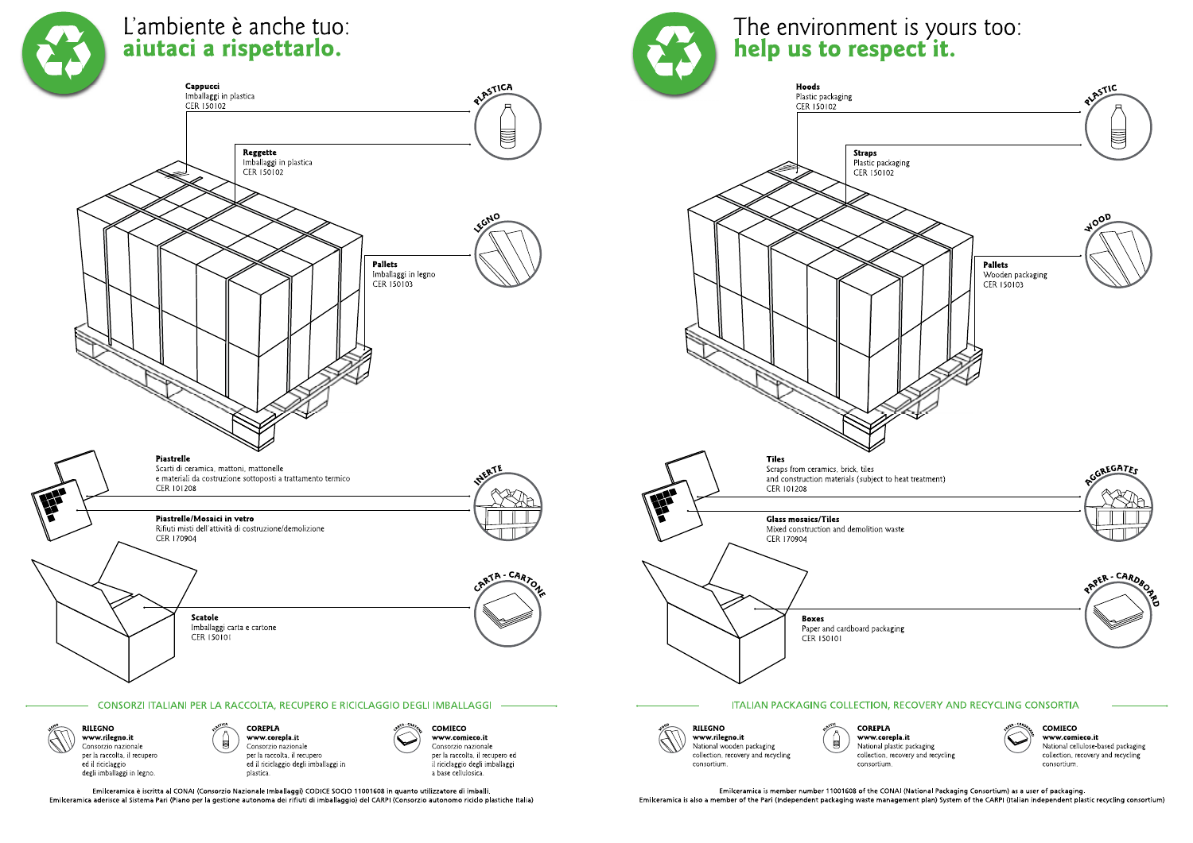# L'ambiente è anche tuo: **aiutaci a rispettarlo.**

**Cappucci**
Imballaggi in plastica
CER 150102

**Reggette**
Imballaggi in plastica
CER 150102

PLASTICA

**Pallets**
Imballaggi in legno
CER 150103

LEGNO

**Piastrelle**
Scarti di ceramica, mattoni, mattonelle
e materiali da costruzione sottoposti a trattamento termico
CER 101208

**Piastrelle/Mosaici in vetro**
Rifiuti misti dell'attività di costruzione/demolizione
CER 170904

INERTE

**Scatole**
Imballaggi carta e cartone
CER 150101

CARTA - CARTONE

## CONSORZI ITALIANI PER LA RACCOLTA, RECUPERO E RICICLAGGIO DEGLI IMBALLAGGI

**RILEGNO**
**www.rilegno.it**
Consorzio nazionale per la raccolta, il recupero ed il riciclaggio degli imballaggi in legno.

**COREPLA**
**www.corepla.it**
Consorzio nazionale per la raccolta, il recupero ed il riciclaggio degli imballaggi in plastica.

**COMIECO**
**www.comieco.it**
Consorzio nazionale per la raccolta, il recupero ed il riciclaggio degli imballaggi a base cellulosica.

Emilceramica è iscritta al CONAI (Consorzio Nazionale Imballaggi) CODICE SOCIO 11001608 in quanto utilizzatore di imballi.
Emilceramica aderisce al Sistema Pari (Piano per la gestione autonoma dei rifiuti di imballaggio) del CARPI (Consorzio autonomo riciclo plastiche Italia)

# The environment is yours too: **help us to respect it.**

**Hoods**
Plastic packaging
CER 150102

**Straps**
Plastic packaging
CER 150102

PLASTIC

**Pallets**
Wooden packaging
CER 150103

WOOD

**Tiles**
Scraps from ceramics, brick, tiles
and construction materials (subject to heat treatment)
CER 101208

**Glass mosaics/Tiles**
Mixed construction and demolition waste
CER 170904

AGGREGATES

**Boxes**
Paper and cardboard packaging
CER 150101

PAPER - CARDBOARD

## ITALIAN PACKAGING COLLECTION, RECOVERY AND RECYCLING CONSORTIA

**RILEGNO**
**www.rilegno.it**
National wooden packaging collection, recovery and recycling consortium.

**COREPLA**
**www.corepla.it**
National plastic packaging collection, recovery and recycling consortium.

**COMIECO**
**www.comieco.it**
National cellulose-based packaging collection, recovery and recycling consortium.

Emilceramica is member number 11001608 of the CONAI (National Packaging Consortium) as a user of packaging.
Emilceramica is also a member of the Pari (Independent packaging waste management plan) System of the CARPI (Italian independent plastic recycling consortium)